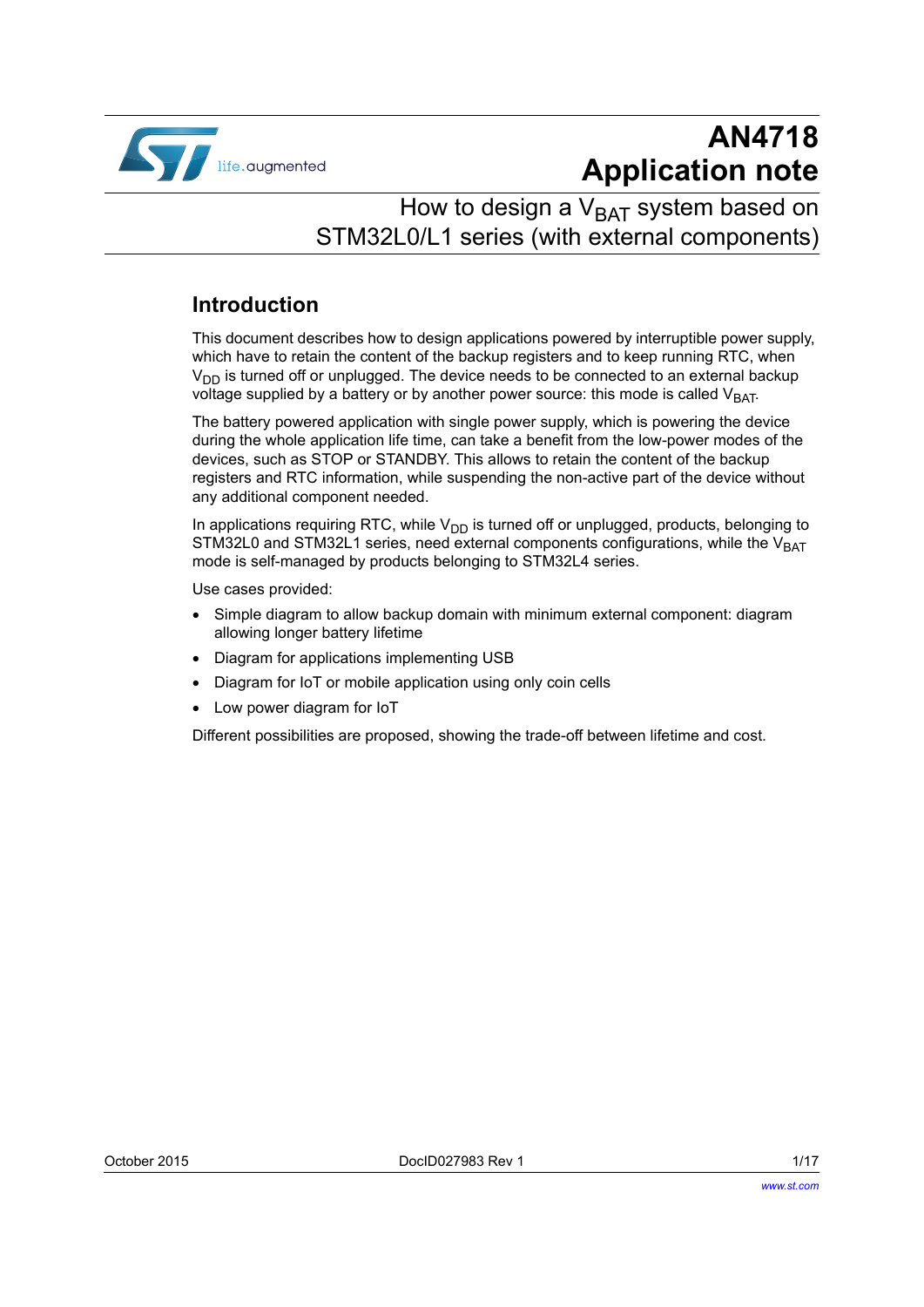# AN4718
# Application note

## How to design a $V_{BAT}$ system based on STM32L0/L1 series (with external components)

## Introduction

This document describes how to design applications powered by interruptible power supply, which have to retain the content of the backup registers and to keep running RTC, when $V_{DD}$ is turned off or unplugged. The device needs to be connected to an external backup voltage supplied by a battery or by another power source: this mode is called $V_{BAT}$.

The battery powered application with single power supply, which is powering the device during the whole application life time, can take a benefit from the low-power modes of the devices, such as STOP or STANDBY. This allows to retain the content of the backup registers and RTC information, while suspending the non-active part of the device without any additional component needed.

In applications requiring RTC, while $V_{DD}$ is turned off or unplugged, products, belonging to STM32L0 and STM32L1 series, need external components configurations, while the $V_{BAT}$ mode is self-managed by products belonging to STM32L4 series.

Use cases provided:

- Simple diagram to allow backup domain with minimum external component: diagram allowing longer battery lifetime
- Diagram for applications implementing USB
- Diagram for IoT or mobile application using only coin cells
- Low power diagram for IoT

Different possibilities are proposed, showing the trade-off between lifetime and cost.

October 2015 DocID027983 Rev 1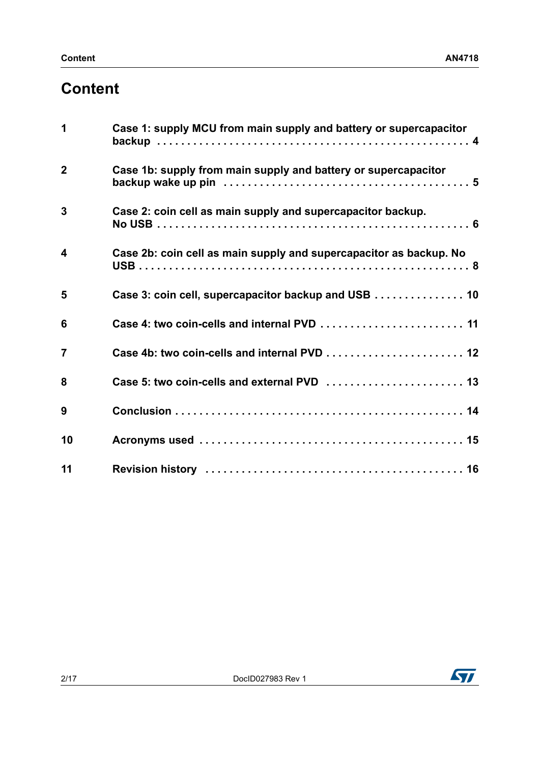# Content

| | | |
|---|---|---|
| 1 | Case 1: supply MCU from main supply and battery or supercapacitor backup | 4 |
| 2 | Case 1b: supply from main supply and battery or supercapacitor backup wake up pin | 5 |
| 3 | Case 2: coin cell as main supply and supercapacitor backup. No USB | 6 |
| 4 | Case 2b: coin cell as main supply and supercapacitor as backup. No USB | 8 |
| 5 | Case 3: coin cell, supercapacitor backup and USB | 10 |
| 6 | Case 4: two coin-cells and internal PVD | 11 |
| 7 | Case 4b: two coin-cells and internal PVD | 12 |
| 8 | Case 5: two coin-cells and external PVD | 13 |
| 9 | Conclusion | 14 |
| 10 | Acronyms used | 15 |
| 11 | Revision history | 16 |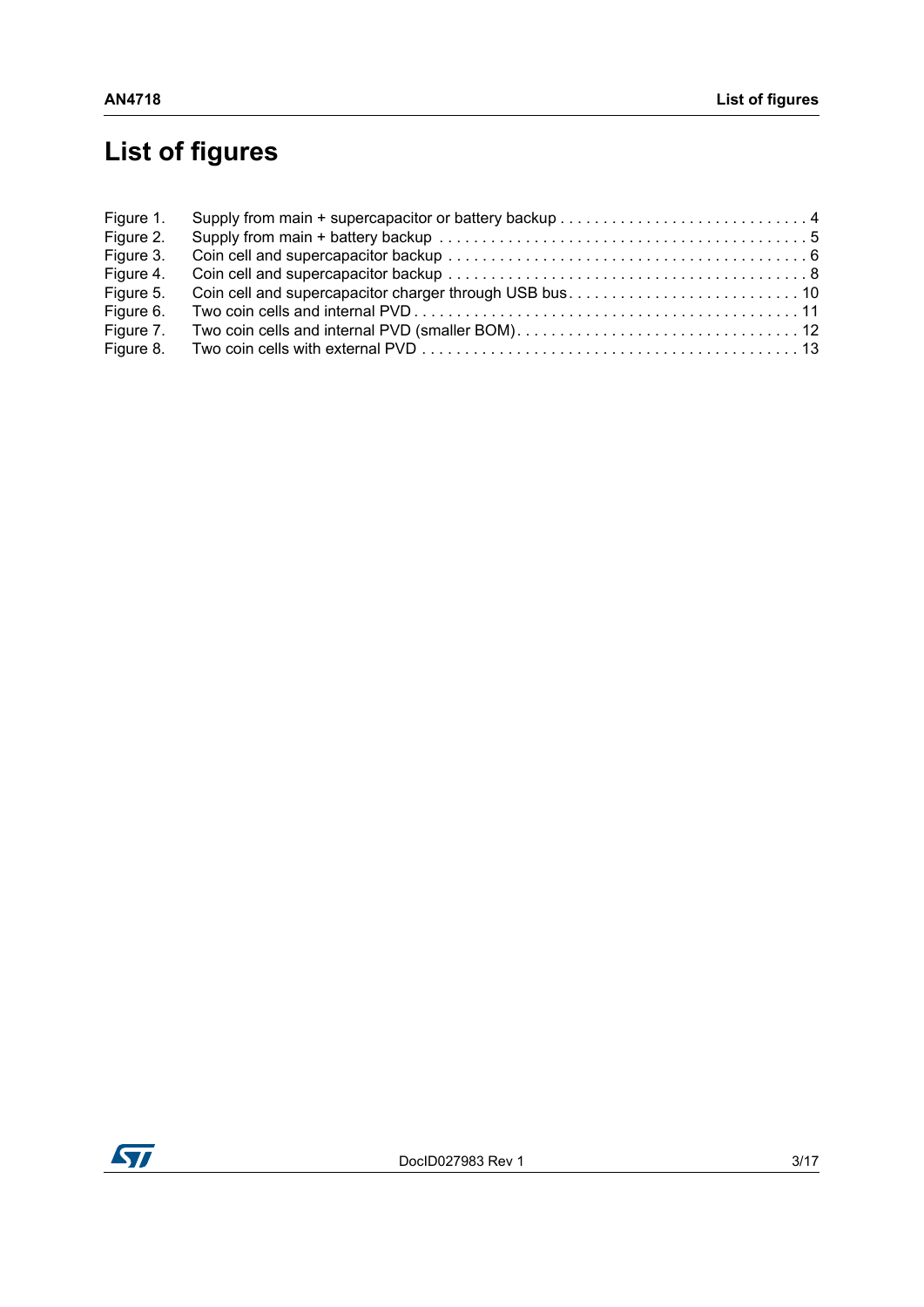# List of figures

Figure 1. Supply from main + supercapacitor or battery backup . . . . . . . . . . . . . . . . . . . . . . . . . . . . . 4
Figure 2. Supply from main + battery backup . . . . . . . . . . . . . . . . . . . . . . . . . . . . . . . . . . . . . . . . . . 5
Figure 3. Coin cell and supercapacitor backup . . . . . . . . . . . . . . . . . . . . . . . . . . . . . . . . . . . . . . . . . 6
Figure 4. Coin cell and supercapacitor backup . . . . . . . . . . . . . . . . . . . . . . . . . . . . . . . . . . . . . . . . . 8
Figure 5. Coin cell and supercapacitor charger through USB bus. . . . . . . . . . . . . . . . . . . . . . . . . . . 10
Figure 6. Two coin cells and internal PVD . . . . . . . . . . . . . . . . . . . . . . . . . . . . . . . . . . . . . . . . . . . . 11
Figure 7. Two coin cells and internal PVD (smaller BOM). . . . . . . . . . . . . . . . . . . . . . . . . . . . . . . . . 12
Figure 8. Two coin cells with external PVD . . . . . . . . . . . . . . . . . . . . . . . . . . . . . . . . . . . . . . . . . . . 13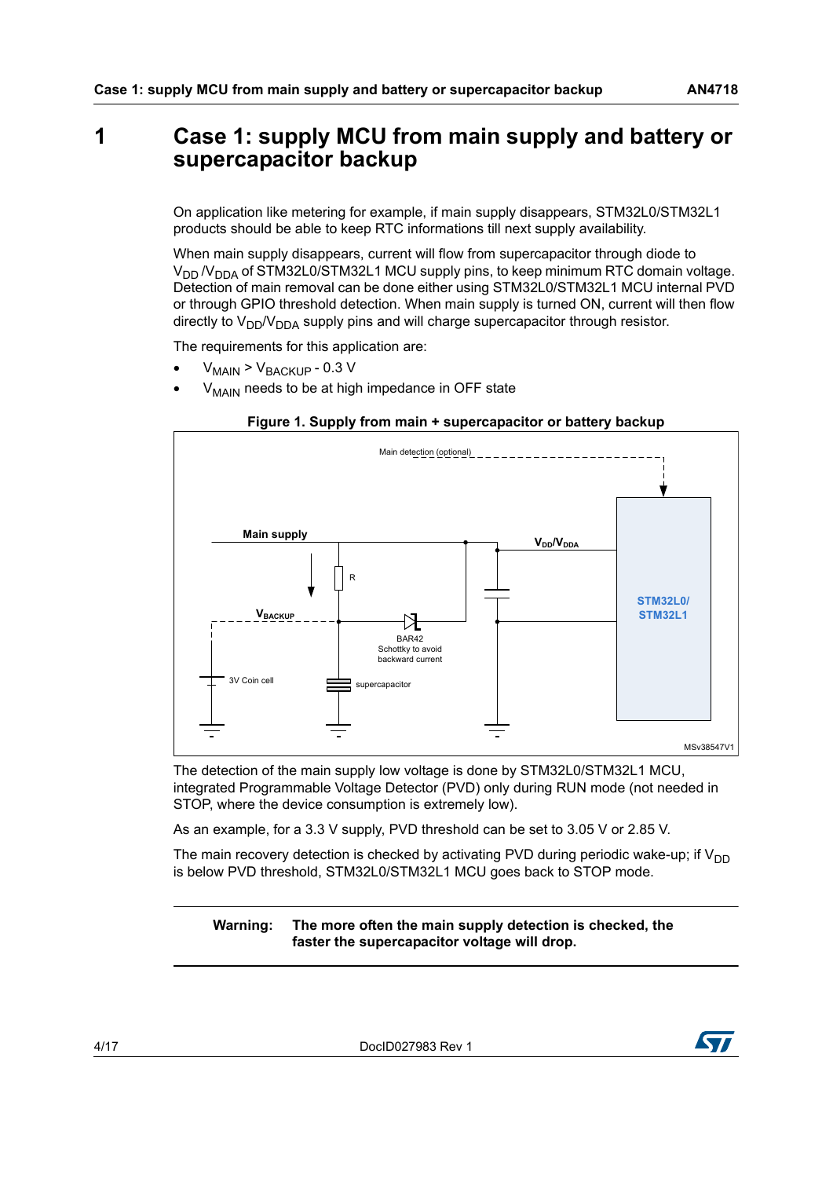# 1 Case 1: supply MCU from main supply and battery or supercapacitor backup

On application like metering for example, if main supply disappears, STM32L0/STM32L1 products should be able to keep RTC informations till next supply availability.

When main supply disappears, current will flow from supercapacitor through diode to $V_{DD}$ /$V_{DDA}$ of STM32L0/STM32L1 MCU supply pins, to keep minimum RTC domain voltage. Detection of main removal can be done either using STM32L0/STM32L1 MCU internal PVD or through GPIO threshold detection. When main supply is turned ON, current will then flow directly to $V_{DD}$/$V_{DDA}$ supply pins and will charge supercapacitor through resistor.

The requirements for this application are:

- $V_{MAIN} > V_{BACKUP}$ - 0.3 V
- $V_{MAIN}$ needs to be at high impedance in OFF state

**Figure 1. Supply from main + supercapacitor or battery backup**

Main detection (optional)

Main supply

$V_{DD}/V_{DDA}$

R

$V_{BACKUP}$

BAR42 Schottky to avoid backward current

3V Coin cell

supercapacitor

STM32L0/ STM32L1

MSv38547V1

The detection of the main supply low voltage is done by STM32L0/STM32L1 MCU, integrated Programmable Voltage Detector (PVD) only during RUN mode (not needed in STOP, where the device consumption is extremely low).

As an example, for a 3.3 V supply, PVD threshold can be set to 3.05 V or 2.85 V.

The main recovery detection is checked by activating PVD during periodic wake-up; if $V_{DD}$ is below PVD threshold, STM32L0/STM32L1 MCU goes back to STOP mode.

**Warning: The more often the main supply detection is checked, the faster the supercapacitor voltage will drop.**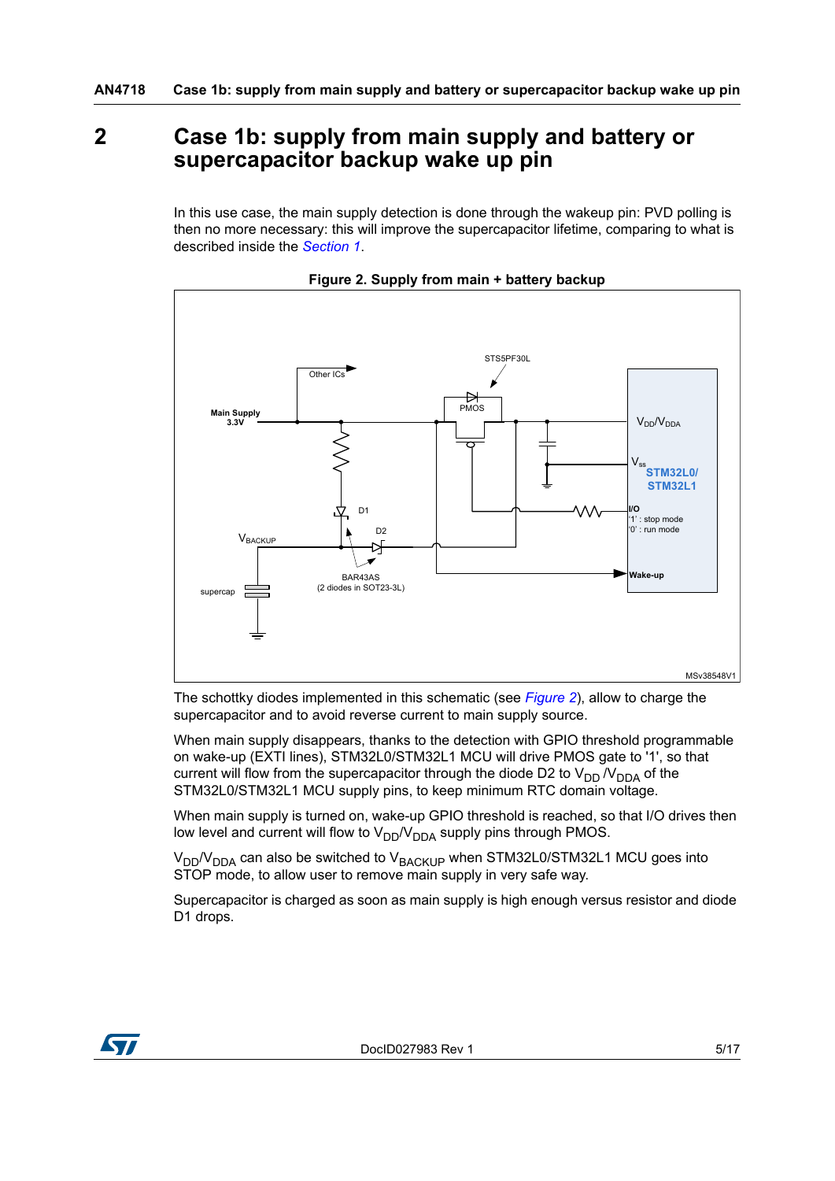# 2 Case 1b: supply from main supply and battery or supercapacitor backup wake up pin

In this use case, the main supply detection is done through the wakeup pin: PVD polling is then no more necessary: this will improve the supercapacitor lifetime, comparing to what is described inside the *Section 1*.

**Figure 2. Supply from main + battery backup**

The schottky diodes implemented in this schematic (see *Figure 2*), allow to charge the supercapacitor and to avoid reverse current to main supply source.

When main supply disappears, thanks to the detection with GPIO threshold programmable on wake-up (EXTI lines), STM32L0/STM32L1 MCU will drive PMOS gate to '1', so that current will flow from the supercapacitor through the diode D2 to $V_{DD}$ /$V_{DDA}$ of the STM32L0/STM32L1 MCU supply pins, to keep minimum RTC domain voltage.

When main supply is turned on, wake-up GPIO threshold is reached, so that I/O drives then low level and current will flow to $V_{DD}$/$V_{DDA}$ supply pins through PMOS.

$V_{DD}$/$V_{DDA}$ can also be switched to $V_{BACKUP}$ when STM32L0/STM32L1 MCU goes into STOP mode, to allow user to remove main supply in very safe way.

Supercapacitor is charged as soon as main supply is high enough versus resistor and diode D1 drops.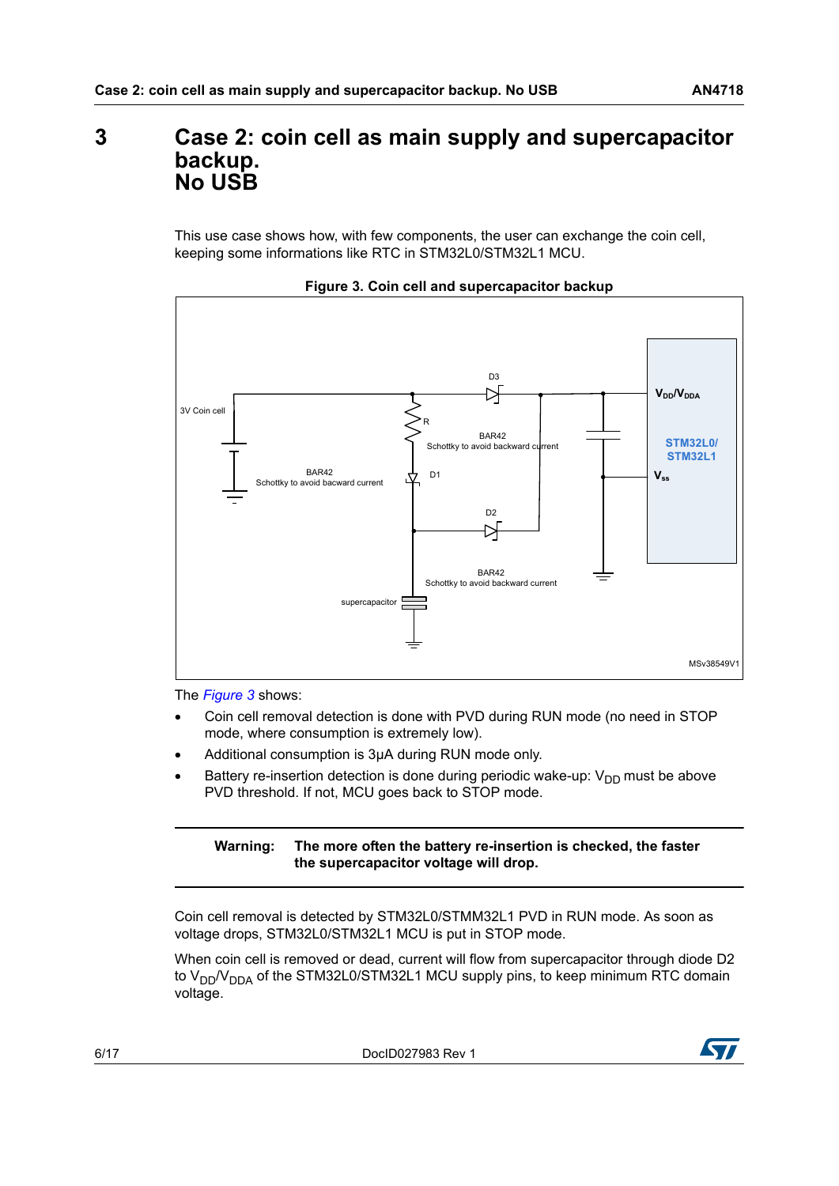# 3 Case 2: coin cell as main supply and supercapacitor backup. No USB

This use case shows how, with few components, the user can exchange the coin cell, keeping some informations like RTC in STM32L0/STM32L1 MCU.

**Figure 3. Coin cell and supercapacitor backup**

3V Coin cell

R

D3

BAR42
Schottky to avoid backward current

BAR42
Schottky to avoid bacward current

D1

D2

BAR42
Schottky to avoid backward current

supercapacitor

$V_{DD}/V_{DDA}$

STM32L0/
STM32L1

$V_{ss}$

MSv38549V1

The *Figure 3* shows:

- Coin cell removal detection is done with PVD during RUN mode (no need in STOP mode, where consumption is extremely low).
- Additional consumption is 3µA during RUN mode only.
- Battery re-insertion detection is done during periodic wake-up: $V_{DD}$ must be above PVD threshold. If not, MCU goes back to STOP mode.

---

**Warning: The more often the battery re-insertion is checked, the faster the supercapacitor voltage will drop.**

---

Coin cell removal is detected by STM32L0/STMM32L1 PVD in RUN mode. As soon as voltage drops, STM32L0/STM32L1 MCU is put in STOP mode.

When coin cell is removed or dead, current will flow from supercapacitor through diode D2 to $V_{DD}/V_{DDA}$ of the STM32L0/STM32L1 MCU supply pins, to keep minimum RTC domain voltage.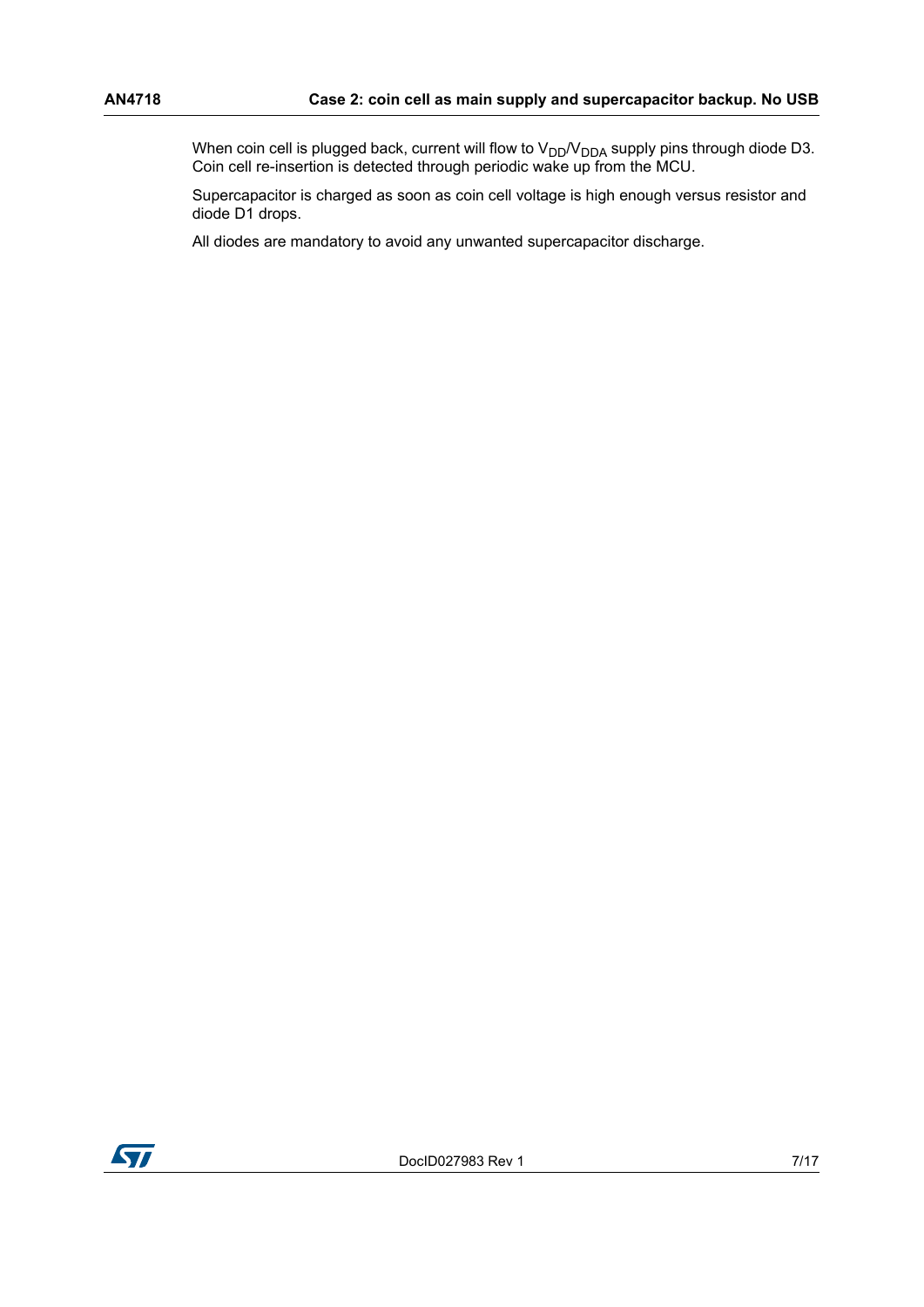When coin cell is plugged back, current will flow to $V_{DD}$/$V_{DDA}$ supply pins through diode D3. Coin cell re-insertion is detected through periodic wake up from the MCU.

Supercapacitor is charged as soon as coin cell voltage is high enough versus resistor and diode D1 drops.

All diodes are mandatory to avoid any unwanted supercapacitor discharge.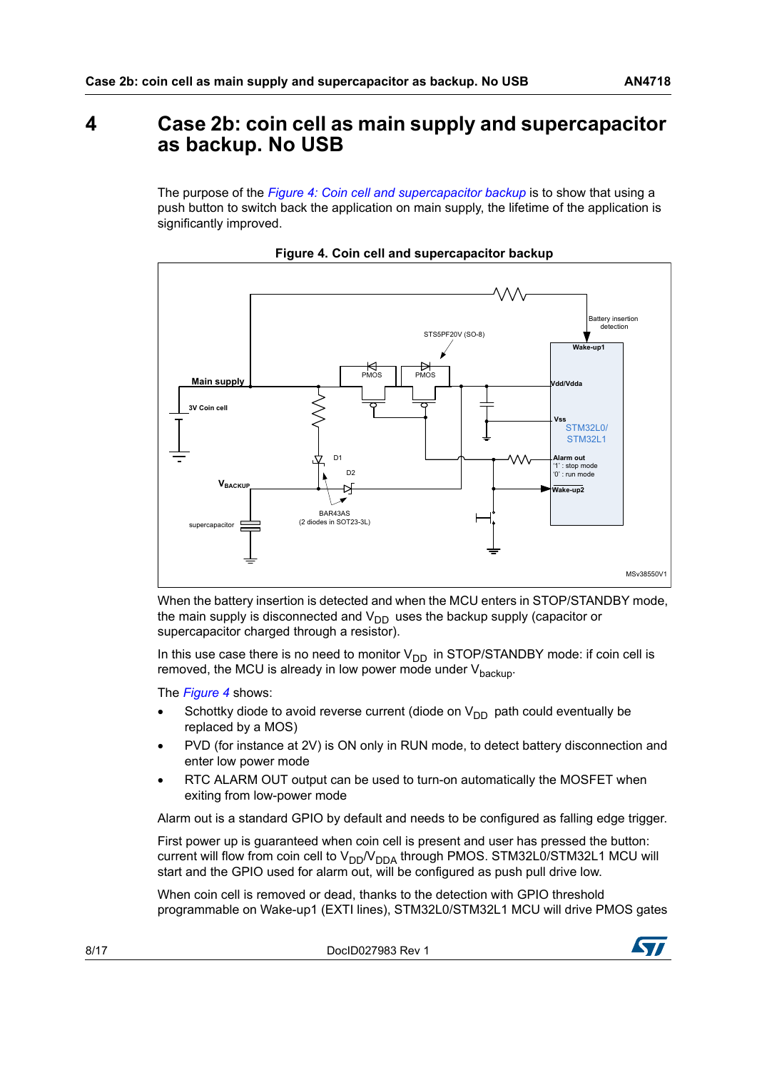# 4 Case 2b: coin cell as main supply and supercapacitor as backup. No USB

The purpose of the *Figure 4: Coin cell and supercapacitor backup* is to show that using a push button to switch back the application on main supply, the lifetime of the application is significantly improved.

**Figure 4. Coin cell and supercapacitor backup**

When the battery insertion is detected and when the MCU enters in STOP/STANDBY mode, the main supply is disconnected and $V_{DD}$ uses the backup supply (capacitor or supercapacitor charged through a resistor).

In this use case there is no need to monitor $V_{DD}$ in STOP/STANDBY mode: if coin cell is removed, the MCU is already in low power mode under $V_{backup}$.

The *Figure 4* shows:

- Schottky diode to avoid reverse current (diode on $V_{DD}$ path could eventually be replaced by a MOS)
- PVD (for instance at 2V) is ON only in RUN mode, to detect battery disconnection and enter low power mode
- RTC ALARM OUT output can be used to turn-on automatically the MOSFET when exiting from low-power mode

Alarm out is a standard GPIO by default and needs to be configured as falling edge trigger.

First power up is guaranteed when coin cell is present and user has pressed the button: current will flow from coin cell to $V_{DD}/V_{DDA}$ through PMOS. STM32L0/STM32L1 MCU will start and the GPIO used for alarm out, will be configured as push pull drive low.

When coin cell is removed or dead, thanks to the detection with GPIO threshold programmable on Wake-up1 (EXTI lines), STM32L0/STM32L1 MCU will drive PMOS gates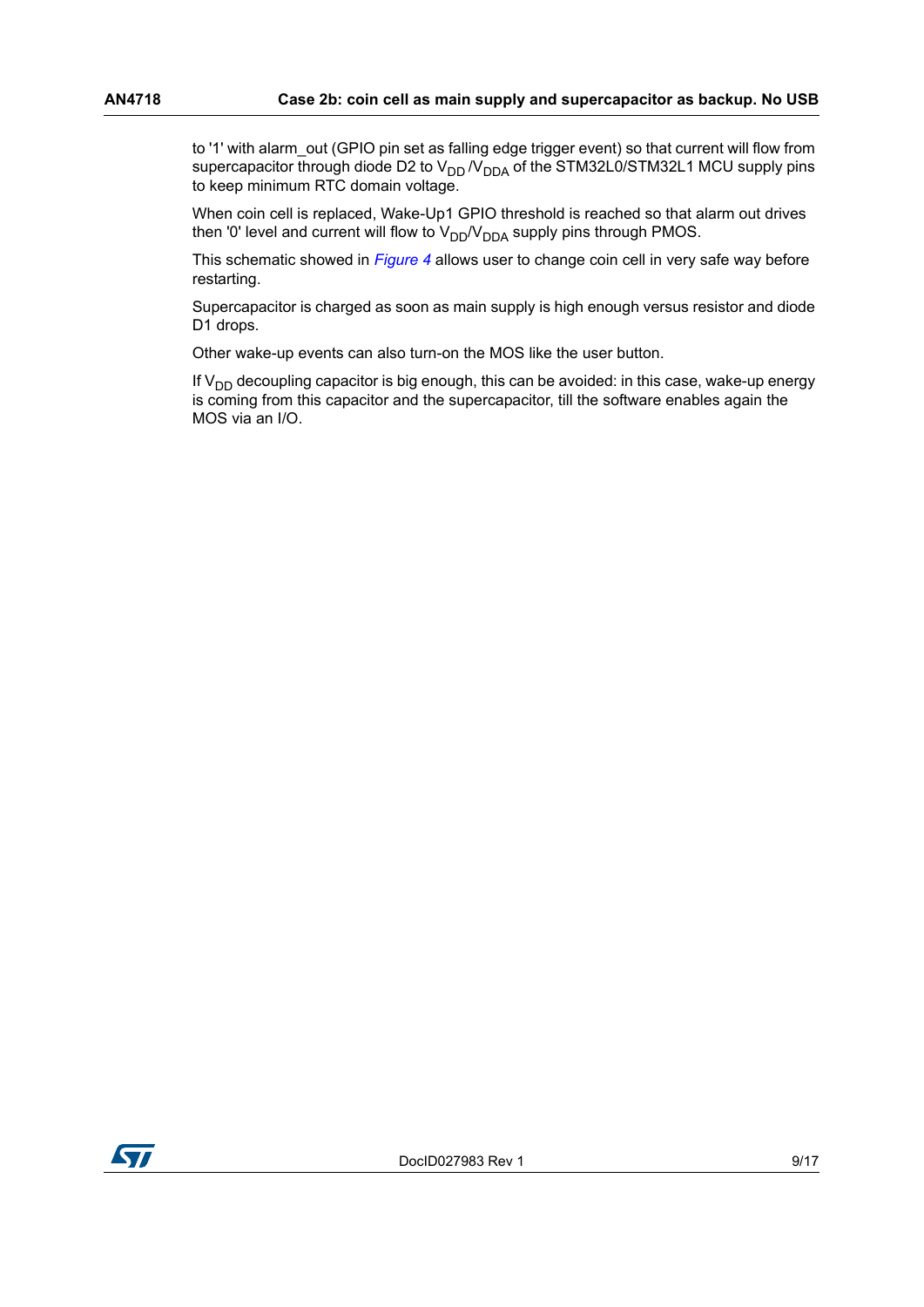to '1' with alarm_out (GPIO pin set as falling edge trigger event) so that current will flow from supercapacitor through diode D2 to $V_{DD}$ /$V_{DDA}$ of the STM32L0/STM32L1 MCU supply pins to keep minimum RTC domain voltage.

When coin cell is replaced, Wake-Up1 GPIO threshold is reached so that alarm out drives then '0' level and current will flow to $V_{DD}$/$V_{DDA}$ supply pins through PMOS.

This schematic showed in *Figure 4* allows user to change coin cell in very safe way before restarting.

Supercapacitor is charged as soon as main supply is high enough versus resistor and diode D1 drops.

Other wake-up events can also turn-on the MOS like the user button.

If $V_{DD}$ decoupling capacitor is big enough, this can be avoided: in this case, wake-up energy is coming from this capacitor and the supercapacitor, till the software enables again the MOS via an I/O.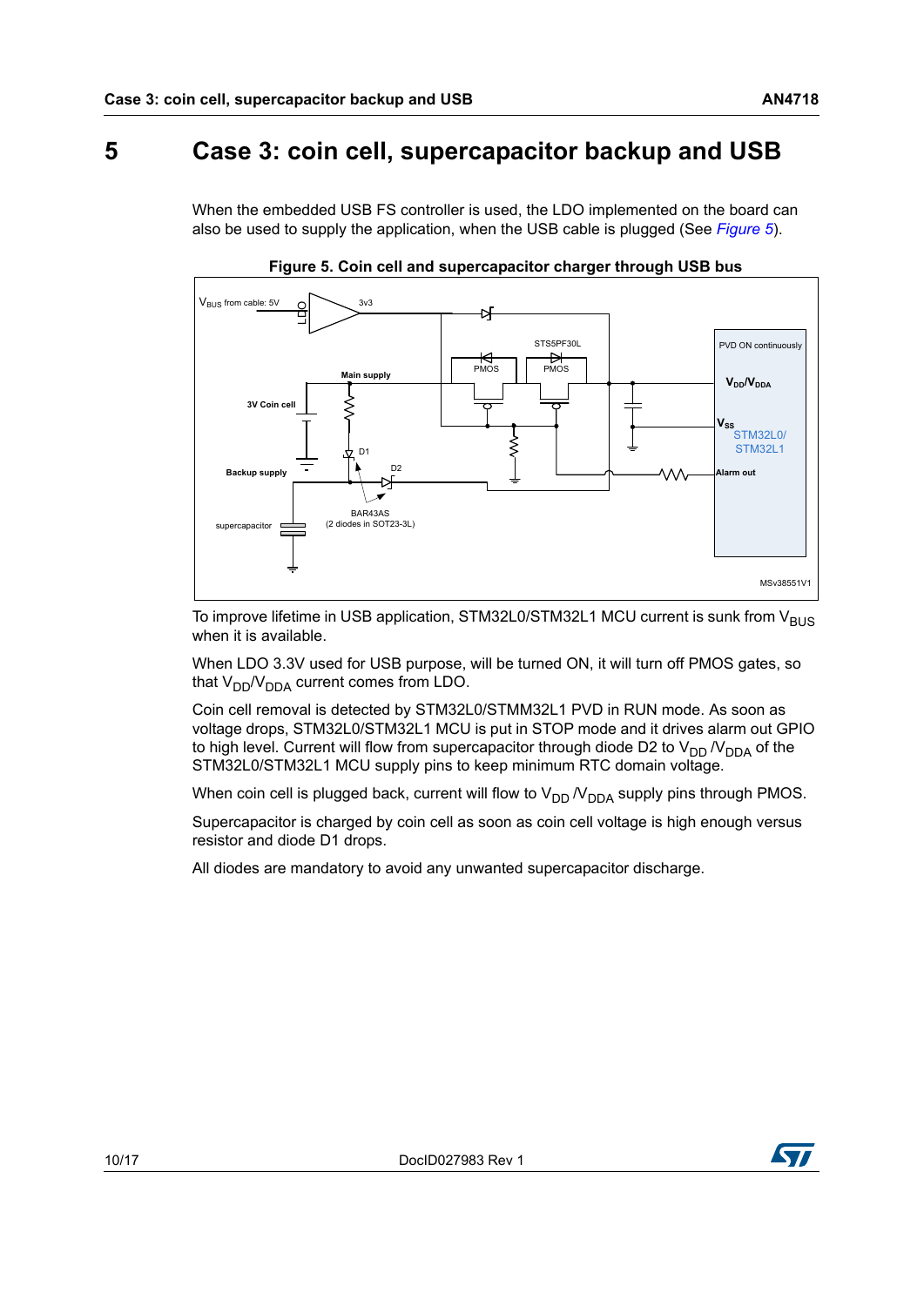# 5 Case 3: coin cell, supercapacitor backup and USB

When the embedded USB FS controller is used, the LDO implemented on the board can also be used to supply the application, when the USB cable is plugged (See *Figure 5*).

**Figure 5. Coin cell and supercapacitor charger through USB bus**

To improve lifetime in USB application, STM32L0/STM32L1 MCU current is sunk from $V_{BUS}$ when it is available.

When LDO 3.3V used for USB purpose, will be turned ON, it will turn off PMOS gates, so that $V_{DD}$/$V_{DDA}$ current comes from LDO.

Coin cell removal is detected by STM32L0/STMM32L1 PVD in RUN mode. As soon as voltage drops, STM32L0/STM32L1 MCU is put in STOP mode and it drives alarm out GPIO to high level. Current will flow from supercapacitor through diode D2 to $V_{DD}$ /$V_{DDA}$ of the STM32L0/STM32L1 MCU supply pins to keep minimum RTC domain voltage.

When coin cell is plugged back, current will flow to $V_{DD}$ /$V_{DDA}$ supply pins through PMOS.

Supercapacitor is charged by coin cell as soon as coin cell voltage is high enough versus resistor and diode D1 drops.

All diodes are mandatory to avoid any unwanted supercapacitor discharge.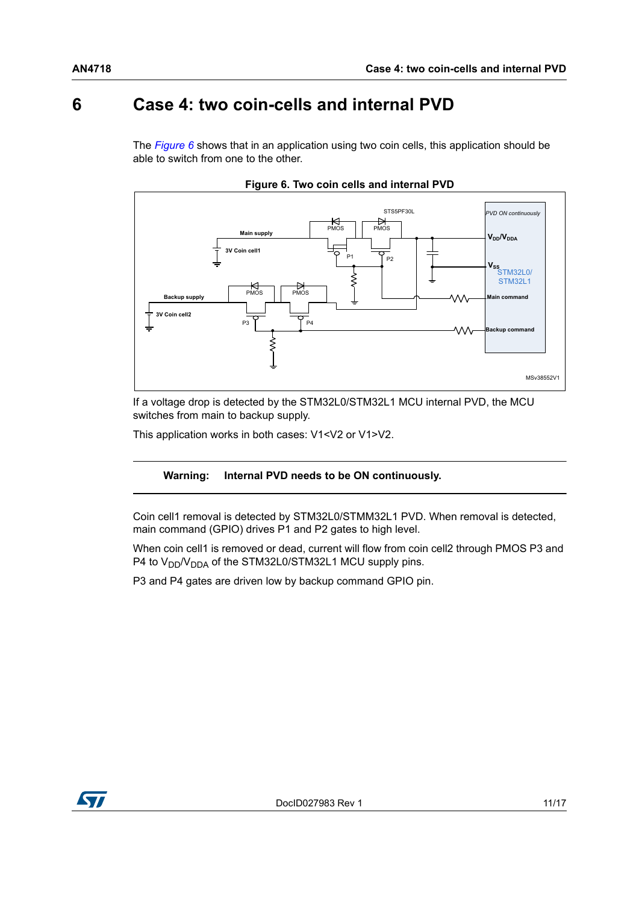# 6 Case 4: two coin-cells and internal PVD

The *Figure 6* shows that in an application using two coin cells, this application should be able to switch from one to the other.

**Figure 6. Two coin cells and internal PVD**

If a voltage drop is detected by the STM32L0/STM32L1 MCU internal PVD, the MCU switches from main to backup supply.

This application works in both cases: V1<V2 or V1>V2.

---

**Warning: Internal PVD needs to be ON continuously.**

---

Coin cell1 removal is detected by STM32L0/STMM32L1 PVD. When removal is detected, main command (GPIO) drives P1 and P2 gates to high level.

When coin cell1 is removed or dead, current will flow from coin cell2 through PMOS P3 and P4 to $V_{DD}/V_{DDA}$ of the STM32L0/STM32L1 MCU supply pins.

P3 and P4 gates are driven low by backup command GPIO pin.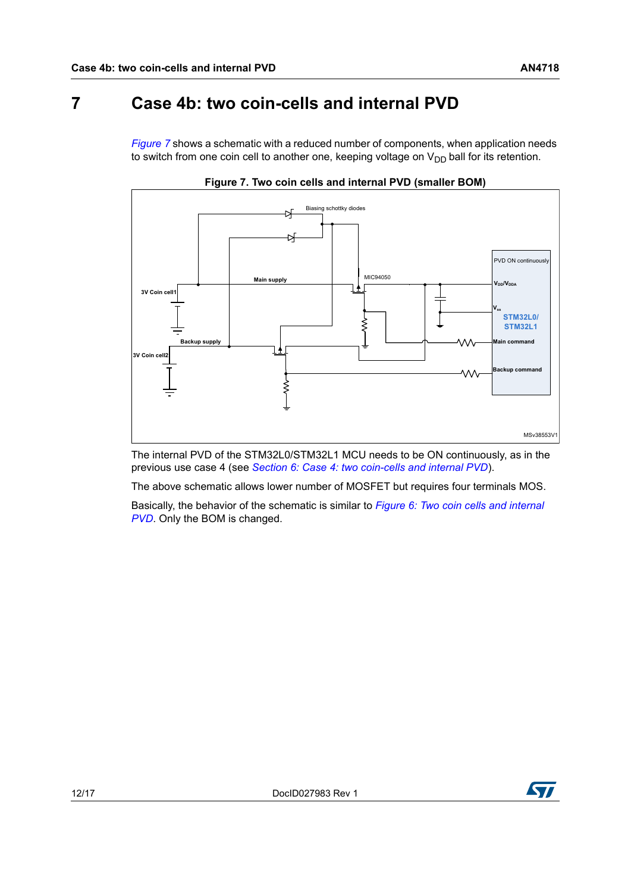# 7 Case 4b: two coin-cells and internal PVD

*Figure 7* shows a schematic with a reduced number of components, when application needs to switch from one coin cell to another one, keeping voltage on $V_{DD}$ ball for its retention.

**Figure 7. Two coin cells and internal PVD (smaller BOM)**

The internal PVD of the STM32L0/STM32L1 MCU needs to be ON continuously, as in the previous use case 4 (see *Section 6: Case 4: two coin-cells and internal PVD*).

The above schematic allows lower number of MOSFET but requires four terminals MOS.

Basically, the behavior of the schematic is similar to *Figure 6: Two coin cells and internal PVD*. Only the BOM is changed.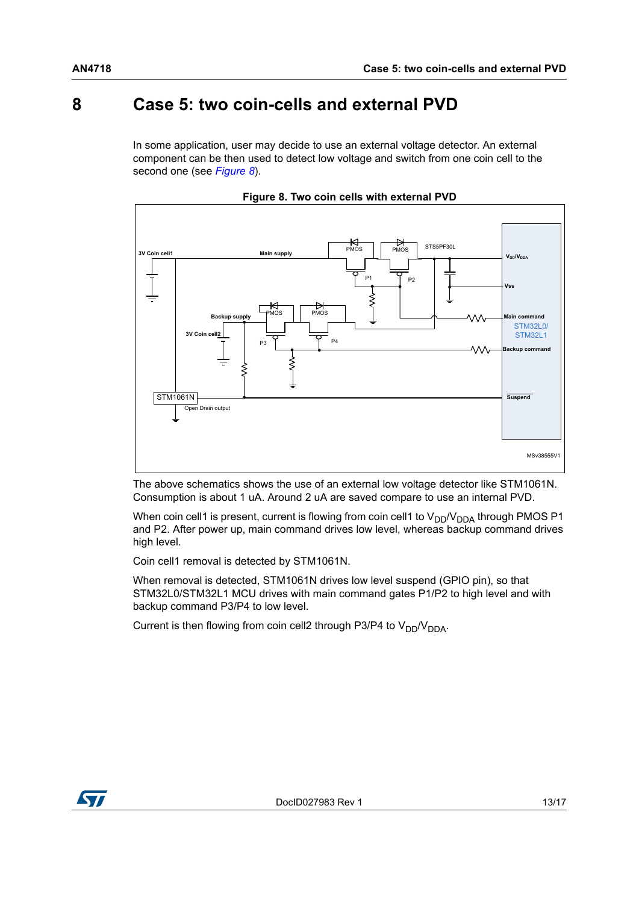# 8 Case 5: two coin-cells and external PVD

In some application, user may decide to use an external voltage detector. An external component can be then used to detect low voltage and switch from one coin cell to the second one (see *Figure 8*).

**Figure 8. Two coin cells with external PVD**

The above schematics shows the use of an external low voltage detector like STM1061N. Consumption is about 1 uA. Around 2 uA are saved compare to use an internal PVD.

When coin cell1 is present, current is flowing from coin cell1 to $V_{DD}/V_{DDA}$ through PMOS P1 and P2. After power up, main command drives low level, whereas backup command drives high level.

Coin cell1 removal is detected by STM1061N.

When removal is detected, STM1061N drives low level suspend (GPIO pin), so that STM32L0/STM32L1 MCU drives with main command gates P1/P2 to high level and with backup command P3/P4 to low level.

Current is then flowing from coin cell2 through P3/P4 to $V_{DD}/V_{DDA}$.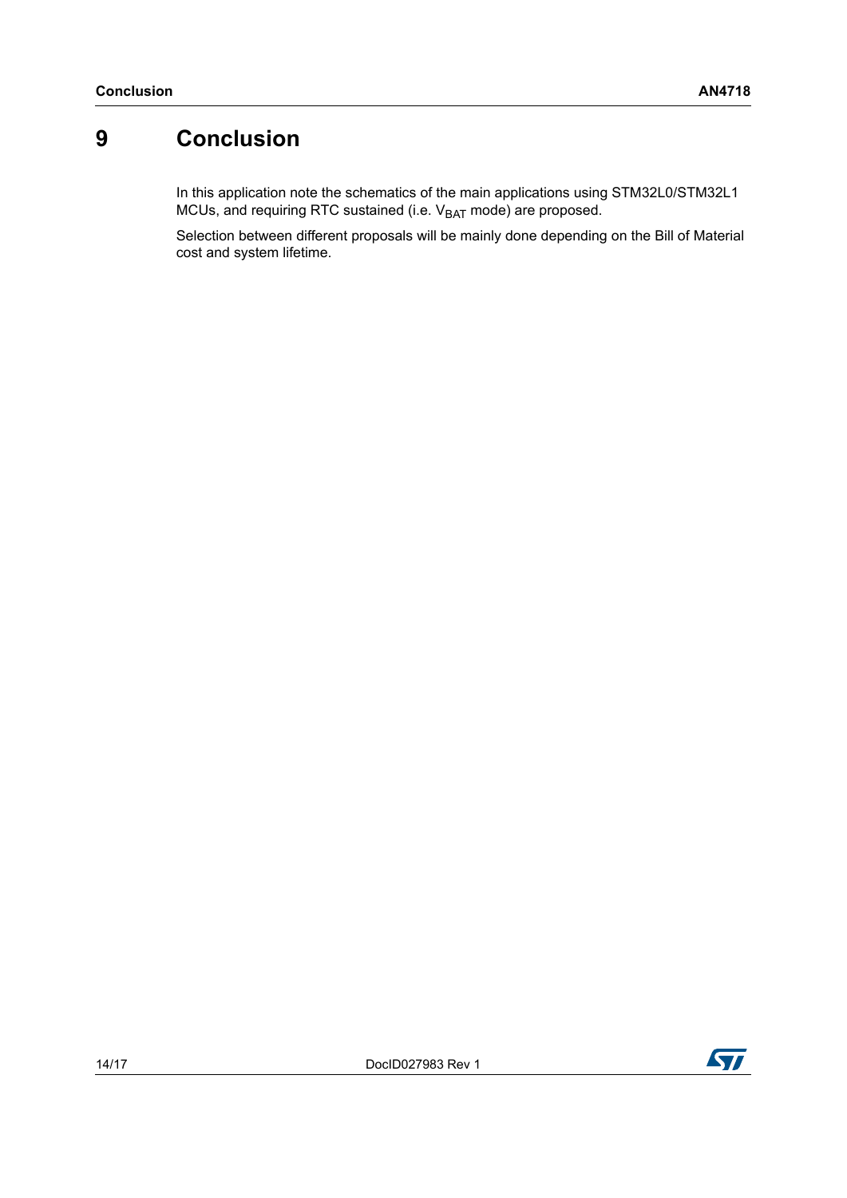# 9 Conclusion

In this application note the schematics of the main applications using STM32L0/STM32L1 MCUs, and requiring RTC sustained (i.e. $V_{BAT}$ mode) are proposed.

Selection between different proposals will be mainly done depending on the Bill of Material cost and system lifetime.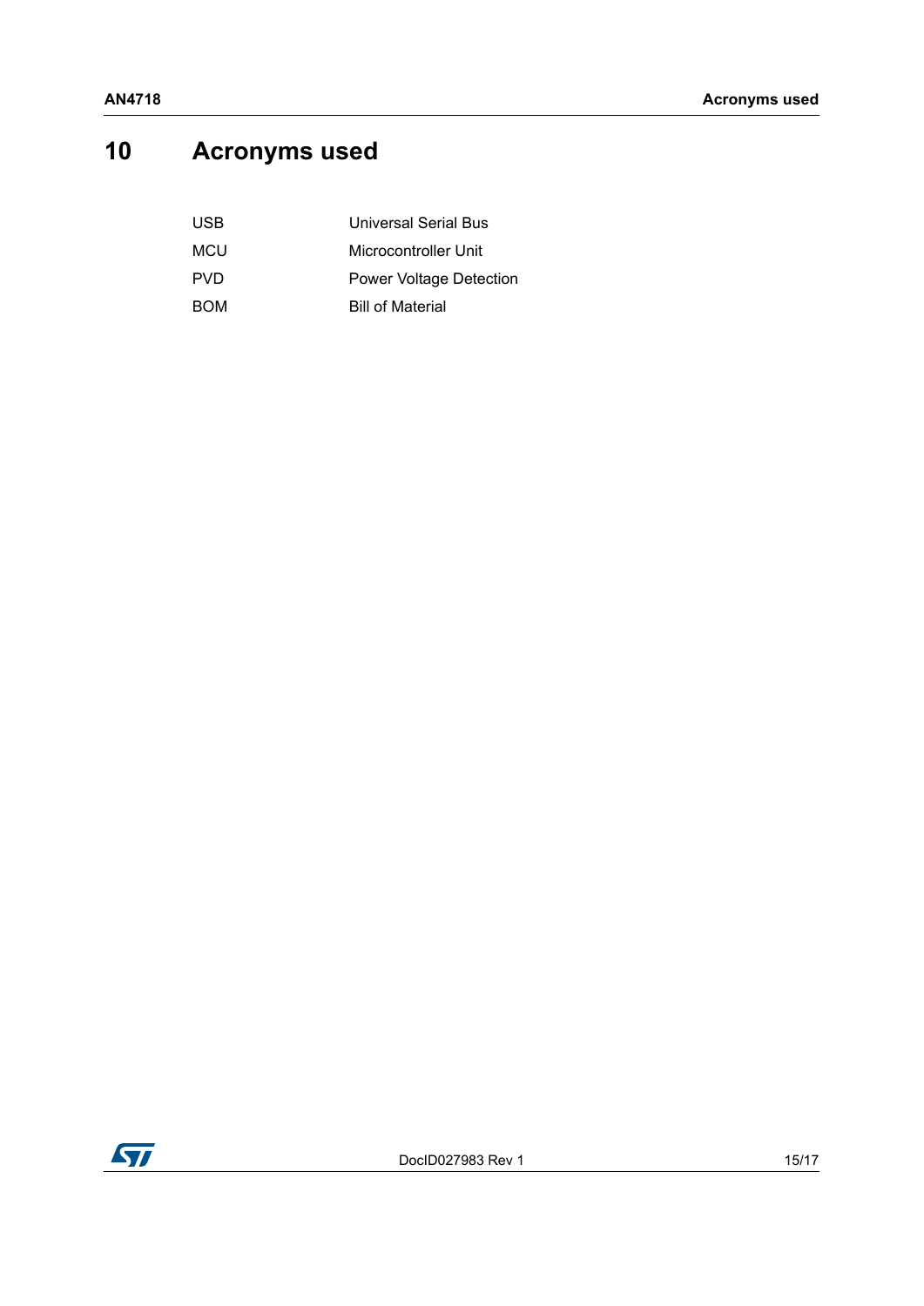# 10 Acronyms used

| | |
|---|---|
| USB | Universal Serial Bus |
| MCU | Microcontroller Unit |
| PVD | Power Voltage Detection |
| BOM | Bill of Material |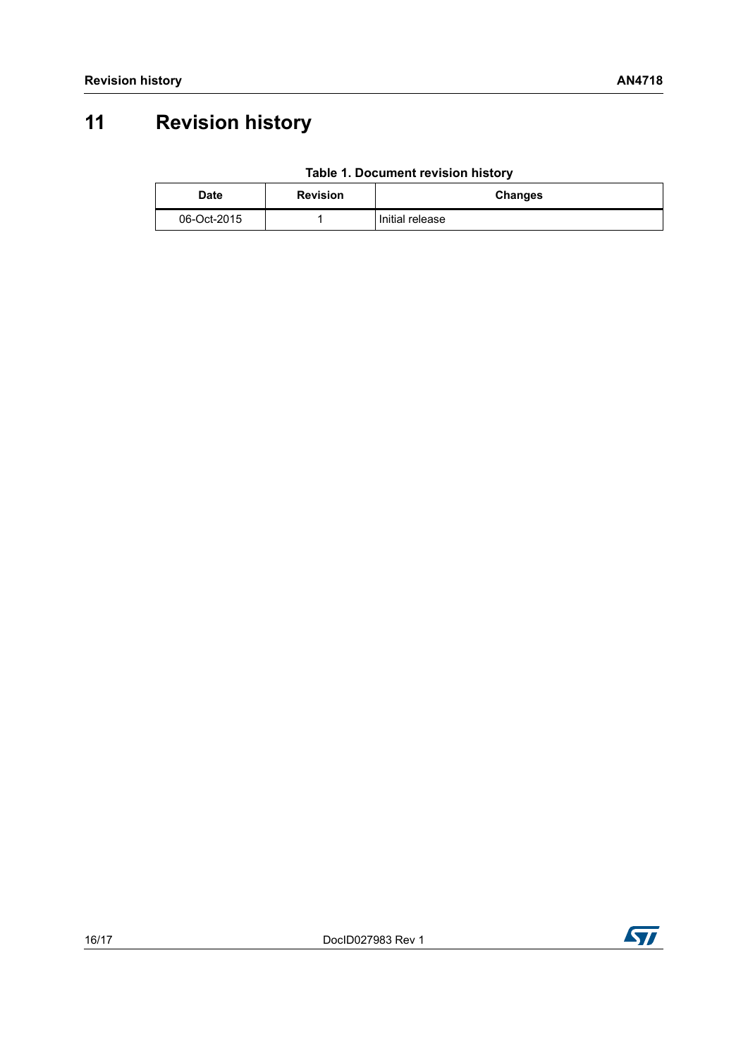# 11 Revision history

**Table 1. Document revision history**

| Date | Revision | Changes |
|---|---|---|
| 06-Oct-2015 | 1 | Initial release |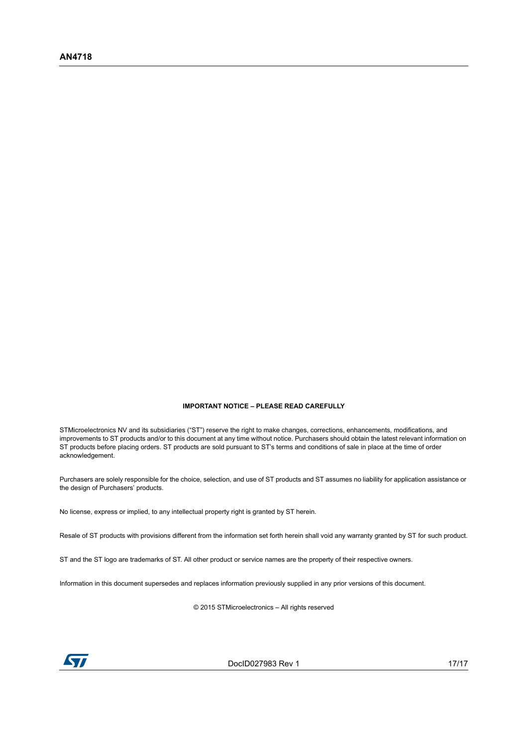**IMPORTANT NOTICE – PLEASE READ CAREFULLY**

STMicroelectronics NV and its subsidiaries (“ST”) reserve the right to make changes, corrections, enhancements, modifications, and improvements to ST products and/or to this document at any time without notice. Purchasers should obtain the latest relevant information on ST products before placing orders. ST products are sold pursuant to ST’s terms and conditions of sale in place at the time of order acknowledgement.

Purchasers are solely responsible for the choice, selection, and use of ST products and ST assumes no liability for application assistance or the design of Purchasers’ products.

No license, express or implied, to any intellectual property right is granted by ST herein.

Resale of ST products with provisions different from the information set forth herein shall void any warranty granted by ST for such product.

ST and the ST logo are trademarks of ST. All other product or service names are the property of their respective owners.

Information in this document supersedes and replaces information previously supplied in any prior versions of this document.

© 2015 STMicroelectronics – All rights reserved